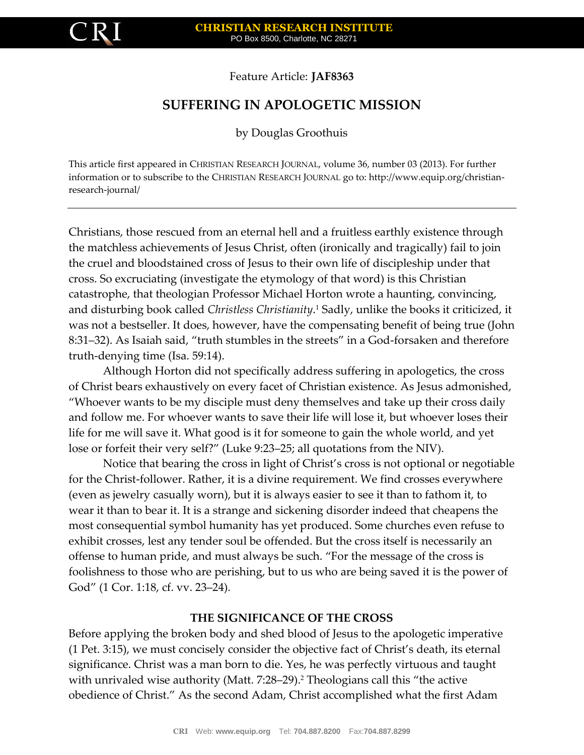Feature Article: **JAF8363**

# SUFFERING IN APOLOGETIC MISSION

by Douglas Groothuis

This article first appeared in CHRISTIAN RESEARCH JOURNAL, volume 36, number 03 (2013). For further information or to subscribe to the CHRISTIAN RESEARCH JOURNAL go to: http://www.equip.org/christian-research-journal/

---

Christians, those rescued from an eternal hell and a fruitless earthly existence through the matchless achievements of Jesus Christ, often (ironically and tragically) fail to join the cruel and bloodstained cross of Jesus to their own life of discipleship under that cross. So excruciating (investigate the etymology of that word) is this Christian catastrophe, that theologian Professor Michael Horton wrote a haunting, convincing, and disturbing book called *Christless Christianity*.[1] Sadly, unlike the books it criticized, it was not a bestseller. It does, however, have the compensating benefit of being true (John 8:31–32). As Isaiah said, "truth stumbles in the streets" in a God-forsaken and therefore truth-denying time (Isa. 59:14).

Although Horton did not specifically address suffering in apologetics, the cross of Christ bears exhaustively on every facet of Christian existence. As Jesus admonished, "Whoever wants to be my disciple must deny themselves and take up their cross daily and follow me. For whoever wants to save their life will lose it, but whoever loses their life for me will save it. What good is it for someone to gain the whole world, and yet lose or forfeit their very self?" (Luke 9:23–25; all quotations from the NIV).

Notice that bearing the cross in light of Christ's cross is not optional or negotiable for the Christ-follower. Rather, it is a divine requirement. We find crosses everywhere (even as jewelry casually worn), but it is always easier to see it than to fathom it, to wear it than to bear it. It is a strange and sickening disorder indeed that cheapens the most consequential symbol humanity has yet produced. Some churches even refuse to exhibit crosses, lest any tender soul be offended. But the cross itself is necessarily an offense to human pride, and must always be such. "For the message of the cross is foolishness to those who are perishing, but to us who are being saved it is the power of God" (1 Cor. 1:18, cf. vv. 23–24).

## THE SIGNIFICANCE OF THE CROSS

Before applying the broken body and shed blood of Jesus to the apologetic imperative (1 Pet. 3:15), we must concisely consider the objective fact of Christ's death, its eternal significance. Christ was a man born to die. Yes, he was perfectly virtuous and taught with unrivaled wise authority (Matt. 7:28–29).[2] Theologians call this "the active obedience of Christ." As the second Adam, Christ accomplished what the first Adam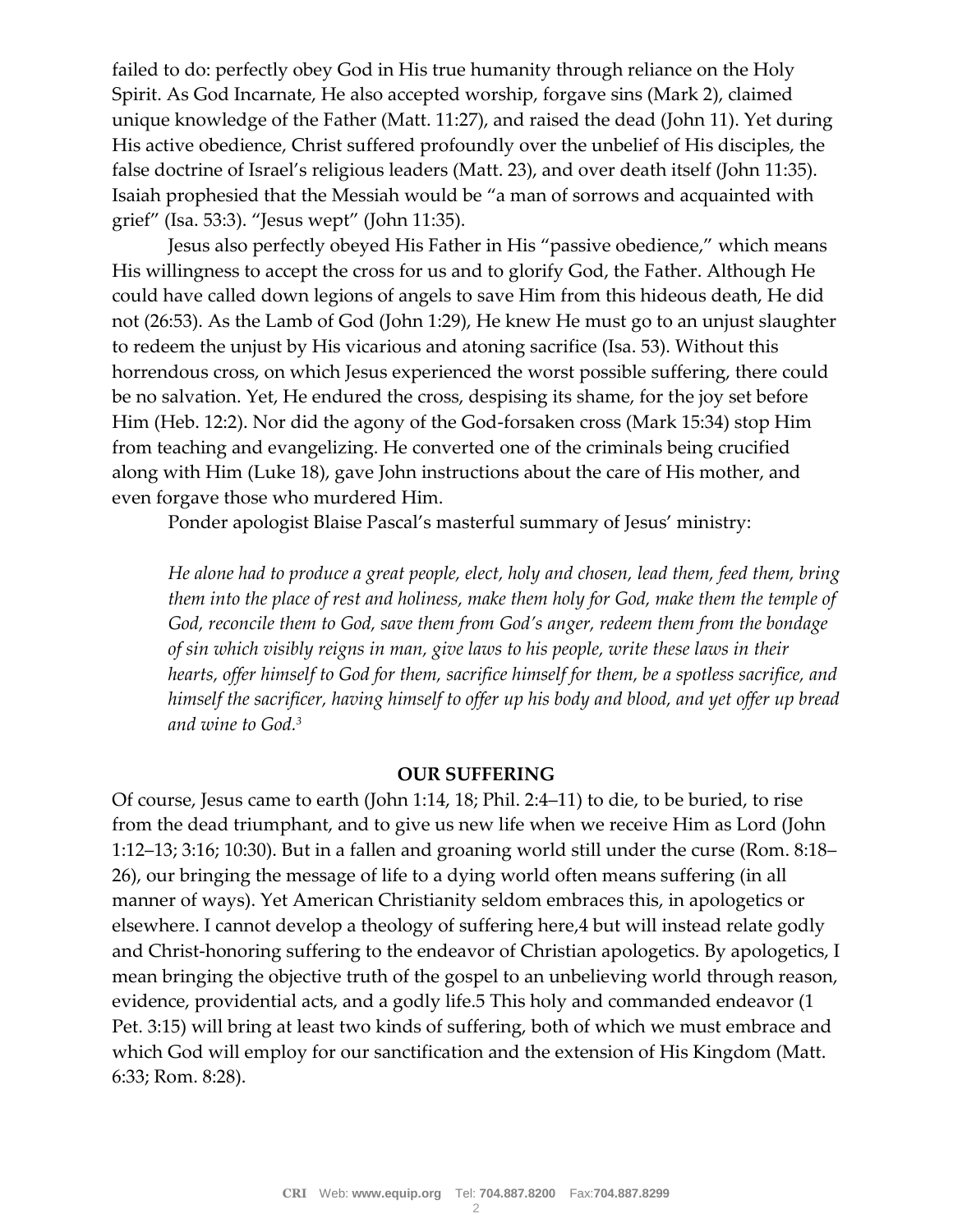failed to do: perfectly obey God in His true humanity through reliance on the Holy Spirit. As God Incarnate, He also accepted worship, forgave sins (Mark 2), claimed unique knowledge of the Father (Matt. 11:27), and raised the dead (John 11). Yet during His active obedience, Christ suffered profoundly over the unbelief of His disciples, the false doctrine of Israel's religious leaders (Matt. 23), and over death itself (John 11:35). Isaiah prophesied that the Messiah would be "a man of sorrows and acquainted with grief" (Isa. 53:3). "Jesus wept" (John 11:35).

Jesus also perfectly obeyed His Father in His "passive obedience," which means His willingness to accept the cross for us and to glorify God, the Father. Although He could have called down legions of angels to save Him from this hideous death, He did not (26:53). As the Lamb of God (John 1:29), He knew He must go to an unjust slaughter to redeem the unjust by His vicarious and atoning sacrifice (Isa. 53). Without this horrendous cross, on which Jesus experienced the worst possible suffering, there could be no salvation. Yet, He endured the cross, despising its shame, for the joy set before Him (Heb. 12:2). Nor did the agony of the God-forsaken cross (Mark 15:34) stop Him from teaching and evangelizing. He converted one of the criminals being crucified along with Him (Luke 18), gave John instructions about the care of His mother, and even forgave those who murdered Him.

Ponder apologist Blaise Pascal's masterful summary of Jesus' ministry:

> *He alone had to produce a great people, elect, holy and chosen, lead them, feed them, bring them into the place of rest and holiness, make them holy for God, make them the temple of God, reconcile them to God, save them from God's anger, redeem them from the bondage of sin which visibly reigns in man, give laws to his people, write these laws in their hearts, offer himself to God for them, sacrifice himself for them, be a spotless sacrifice, and himself the sacrificer, having himself to offer up his body and blood, and yet offer up bread and wine to God.*[3]

## OUR SUFFERING

Of course, Jesus came to earth (John 1:14, 18; Phil. 2:4–11) to die, to be buried, to rise from the dead triumphant, and to give us new life when we receive Him as Lord (John 1:12–13; 3:16; 10:30). But in a fallen and groaning world still under the curse (Rom. 8:18–26), our bringing the message of life to a dying world often means suffering (in all manner of ways). Yet American Christianity seldom embraces this, in apologetics or elsewhere. I cannot develop a theology of suffering here,4 but will instead relate godly and Christ-honoring suffering to the endeavor of Christian apologetics. By apologetics, I mean bringing the objective truth of the gospel to an unbelieving world through reason, evidence, providential acts, and a godly life.5 This holy and commanded endeavor (1 Pet. 3:15) will bring at least two kinds of suffering, both of which we must embrace and which God will employ for our sanctification and the extension of His Kingdom (Matt. 6:33; Rom. 8:28).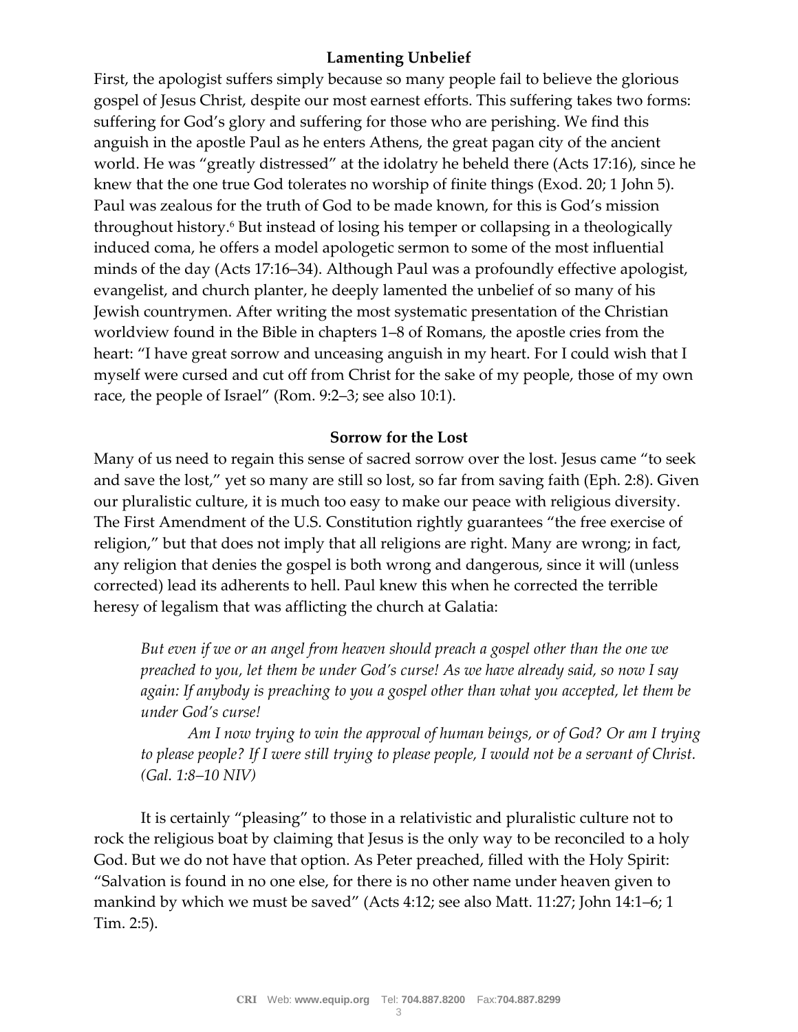### Lamenting Unbelief

First, the apologist suffers simply because so many people fail to believe the glorious gospel of Jesus Christ, despite our most earnest efforts. This suffering takes two forms: suffering for God's glory and suffering for those who are perishing. We find this anguish in the apostle Paul as he enters Athens, the great pagan city of the ancient world. He was "greatly distressed" at the idolatry he beheld there (Acts 17:16), since he knew that the one true God tolerates no worship of finite things (Exod. 20; 1 John 5). Paul was zealous for the truth of God to be made known, for this is God's mission throughout history.[6] But instead of losing his temper or collapsing in a theologically induced coma, he offers a model apologetic sermon to some of the most influential minds of the day (Acts 17:16–34). Although Paul was a profoundly effective apologist, evangelist, and church planter, he deeply lamented the unbelief of so many of his Jewish countrymen. After writing the most systematic presentation of the Christian worldview found in the Bible in chapters 1–8 of Romans, the apostle cries from the heart: "I have great sorrow and unceasing anguish in my heart. For I could wish that I myself were cursed and cut off from Christ for the sake of my people, those of my own race, the people of Israel" (Rom. 9:2–3; see also 10:1).

### Sorrow for the Lost

Many of us need to regain this sense of sacred sorrow over the lost. Jesus came "to seek and save the lost," yet so many are still so lost, so far from saving faith (Eph. 2:8). Given our pluralistic culture, it is much too easy to make our peace with religious diversity. The First Amendment of the U.S. Constitution rightly guarantees "the free exercise of religion," but that does not imply that all religions are right. Many are wrong; in fact, any religion that denies the gospel is both wrong and dangerous, since it will (unless corrected) lead its adherents to hell. Paul knew this when he corrected the terrible heresy of legalism that was afflicting the church at Galatia:

> *But even if we or an angel from heaven should preach a gospel other than the one we preached to you, let them be under God's curse! As we have already said, so now I say again: If anybody is preaching to you a gospel other than what you accepted, let them be under God's curse!*
>
> *Am I now trying to win the approval of human beings, or of God? Or am I trying to please people? If I were still trying to please people, I would not be a servant of Christ. (Gal. 1:8–10 NIV)*

It is certainly "pleasing" to those in a relativistic and pluralistic culture not to rock the religious boat by claiming that Jesus is the only way to be reconciled to a holy God. But we do not have that option. As Peter preached, filled with the Holy Spirit: "Salvation is found in no one else, for there is no other name under heaven given to mankind by which we must be saved" (Acts 4:12; see also Matt. 11:27; John 14:1–6; 1 Tim. 2:5).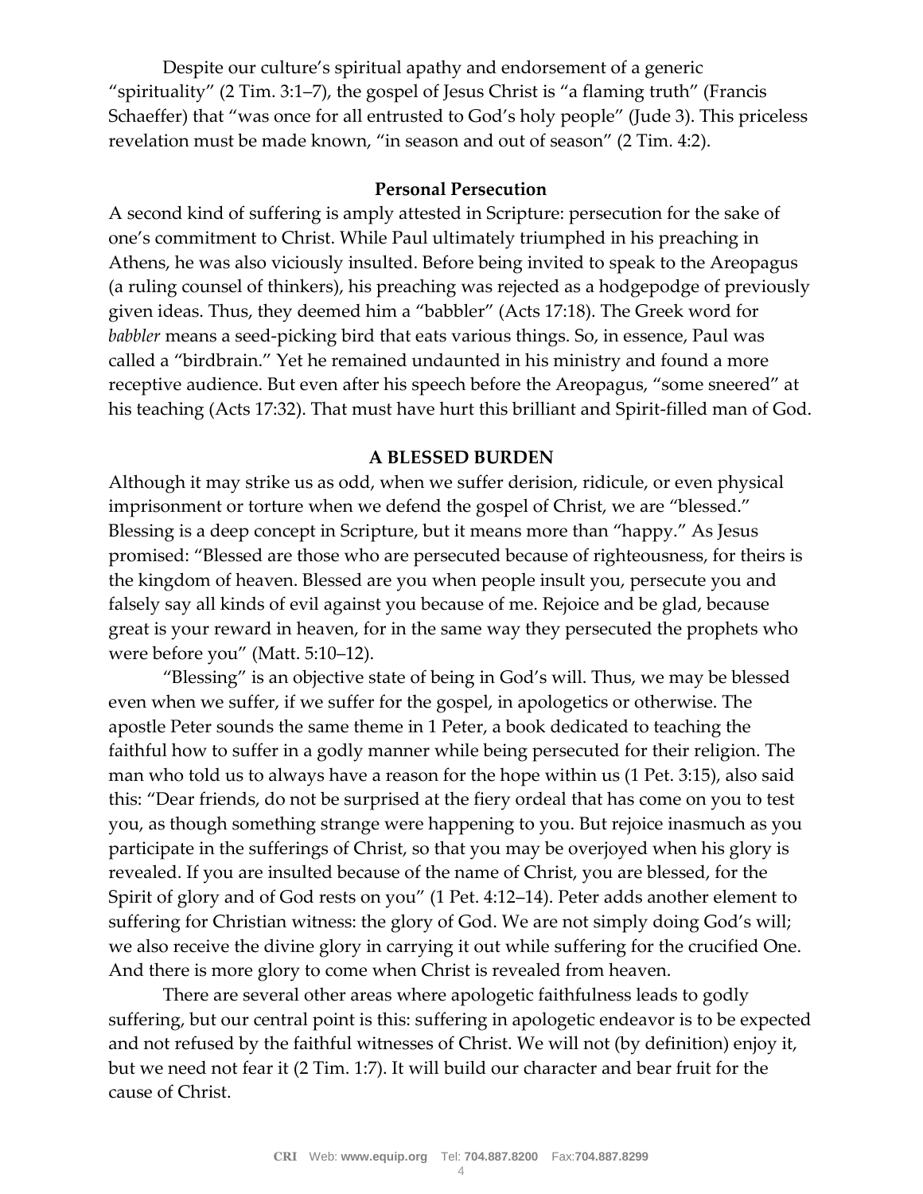Despite our culture's spiritual apathy and endorsement of a generic "spirituality" (2 Tim. 3:1–7), the gospel of Jesus Christ is "a flaming truth" (Francis Schaeffer) that "was once for all entrusted to God's holy people" (Jude 3). This priceless revelation must be made known, "in season and out of season" (2 Tim. 4:2).

### Personal Persecution

A second kind of suffering is amply attested in Scripture: persecution for the sake of one's commitment to Christ. While Paul ultimately triumphed in his preaching in Athens, he was also viciously insulted. Before being invited to speak to the Areopagus (a ruling counsel of thinkers), his preaching was rejected as a hodgepodge of previously given ideas. Thus, they deemed him a "babbler" (Acts 17:18). The Greek word for *babbler* means a seed-picking bird that eats various things. So, in essence, Paul was called a "birdbrain." Yet he remained undaunted in his ministry and found a more receptive audience. But even after his speech before the Areopagus, "some sneered" at his teaching (Acts 17:32). That must have hurt this brilliant and Spirit-filled man of God.

## A BLESSED BURDEN

Although it may strike us as odd, when we suffer derision, ridicule, or even physical imprisonment or torture when we defend the gospel of Christ, we are "blessed." Blessing is a deep concept in Scripture, but it means more than "happy." As Jesus promised: "Blessed are those who are persecuted because of righteousness, for theirs is the kingdom of heaven. Blessed are you when people insult you, persecute you and falsely say all kinds of evil against you because of me. Rejoice and be glad, because great is your reward in heaven, for in the same way they persecuted the prophets who were before you" (Matt. 5:10–12).

"Blessing" is an objective state of being in God's will. Thus, we may be blessed even when we suffer, if we suffer for the gospel, in apologetics or otherwise. The apostle Peter sounds the same theme in 1 Peter, a book dedicated to teaching the faithful how to suffer in a godly manner while being persecuted for their religion. The man who told us to always have a reason for the hope within us (1 Pet. 3:15), also said this: "Dear friends, do not be surprised at the fiery ordeal that has come on you to test you, as though something strange were happening to you. But rejoice inasmuch as you participate in the sufferings of Christ, so that you may be overjoyed when his glory is revealed. If you are insulted because of the name of Christ, you are blessed, for the Spirit of glory and of God rests on you" (1 Pet. 4:12–14). Peter adds another element to suffering for Christian witness: the glory of God. We are not simply doing God's will; we also receive the divine glory in carrying it out while suffering for the crucified One. And there is more glory to come when Christ is revealed from heaven.

There are several other areas where apologetic faithfulness leads to godly suffering, but our central point is this: suffering in apologetic endeavor is to be expected and not refused by the faithful witnesses of Christ. We will not (by definition) enjoy it, but we need not fear it (2 Tim. 1:7). It will build our character and bear fruit for the cause of Christ.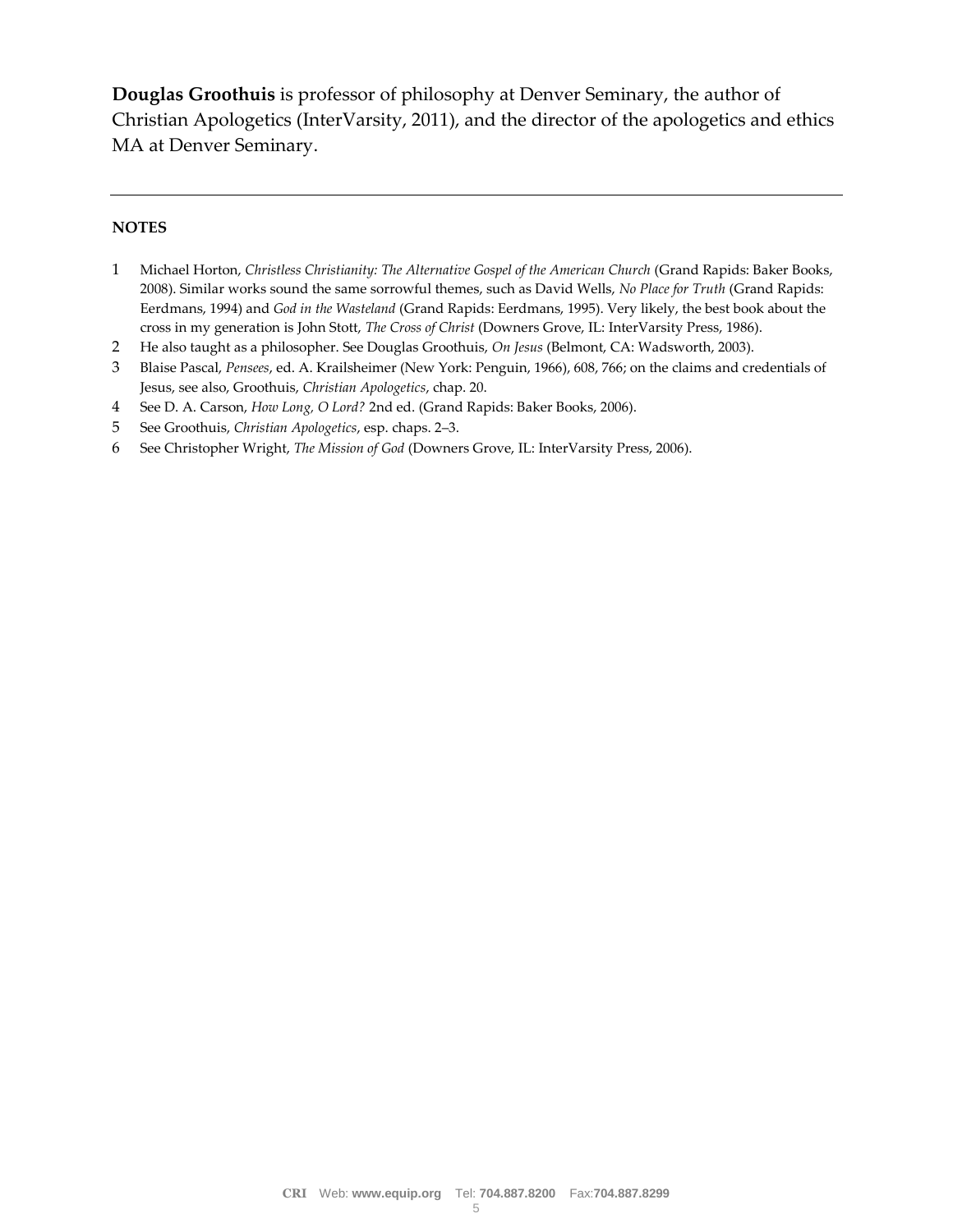**Douglas Groothuis** is professor of philosophy at Denver Seminary, the author of Christian Apologetics (InterVarsity, 2011), and the director of the apologetics and ethics MA at Denver Seminary.

---

**NOTES**

1. Michael Horton, *Christless Christianity: The Alternative Gospel of the American Church* (Grand Rapids: Baker Books, 2008). Similar works sound the same sorrowful themes, such as David Wells, *No Place for Truth* (Grand Rapids: Eerdmans, 1994) and *God in the Wasteland* (Grand Rapids: Eerdmans, 1995). Very likely, the best book about the cross in my generation is John Stott, *The Cross of Christ* (Downers Grove, IL: InterVarsity Press, 1986).
2. He also taught as a philosopher. See Douglas Groothuis, *On Jesus* (Belmont, CA: Wadsworth, 2003).
3. Blaise Pascal, *Pensees*, ed. A. Krailsheimer (New York: Penguin, 1966), 608, 766; on the claims and credentials of Jesus, see also, Groothuis, *Christian Apologetics*, chap. 20.
4. See D. A. Carson, *How Long, O Lord?* 2nd ed. (Grand Rapids: Baker Books, 2006).
5. See Groothuis, *Christian Apologetics*, esp. chaps. 2–3.
6. See Christopher Wright, *The Mission of God* (Downers Grove, IL: InterVarsity Press, 2006).